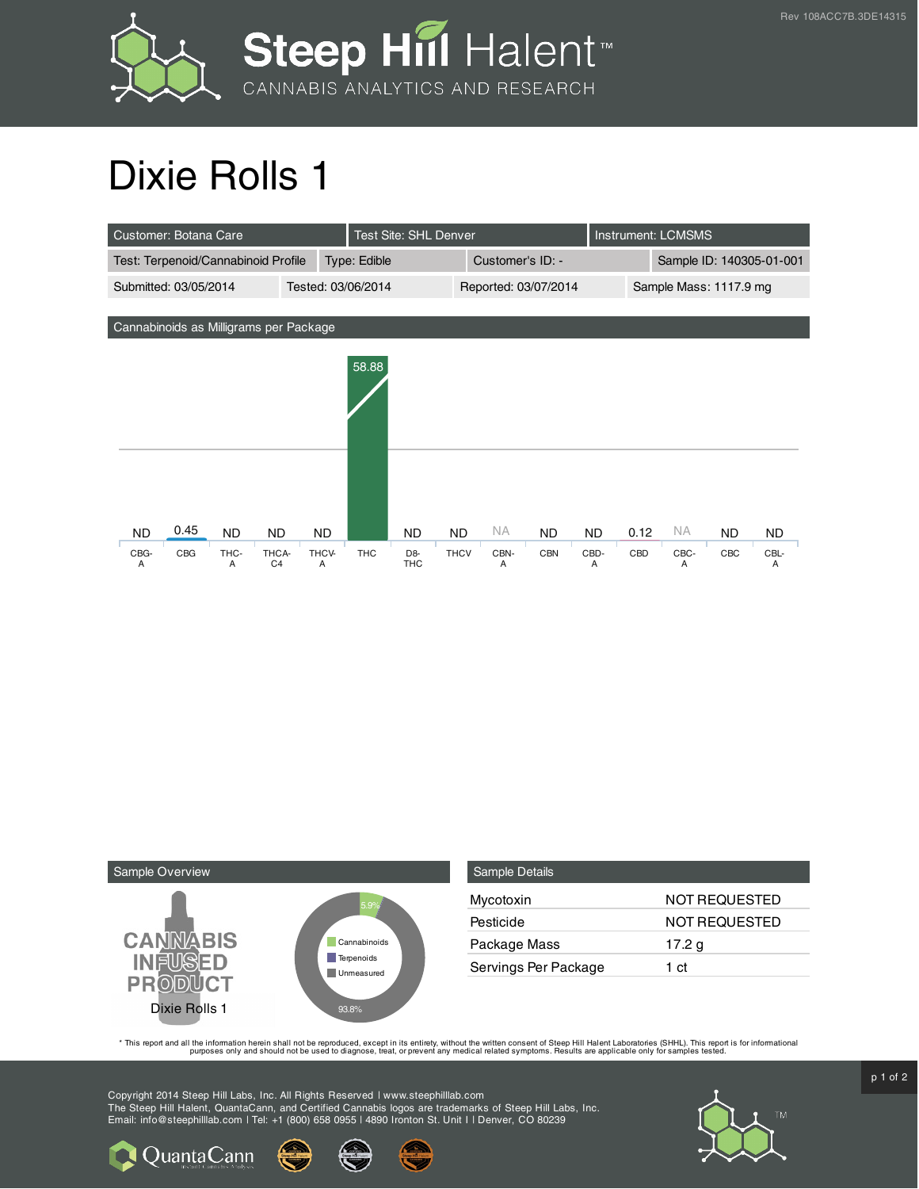# Dixie Rolls 1

| Customer: Botana Care | Test Site: SHL Denver | Instrument: LCMSMS | |
|---|---|---|---|
| Test: Terpenoid/Cannabinoid Profile | Type: Edible | Customer's ID: - | Sample ID: 140305-01-001 |
| Submitted: 03/05/2014 | Tested: 03/06/2014 | Reported: 03/07/2014 | Sample Mass: 1117.9 mg |

## Cannabinoids as Milligrams per Package

| CBG-A | CBG | THC-A | THCA-C4 | THCV-A | THC | D8-THC | THCV | CBN-A | CBN | CBD-A | CBD | CBC-A | CBC | CBL-A |
|---|---|---|---|---|---|---|---|---|---|---|---|---|---|---|
| ND | 0.45 | ND | ND | ND | 58.88 | ND | ND | NA | ND | ND | 0.12 | NA | ND | ND |

## Sample Overview

CANNABIS INFUSED PRODUCT

Dixie Rolls 1

- Cannabinoids: 5.9%
- Terpenoids
- Unmeasured: 93.8%

## Sample Details

| | |
|---|---|
| Mycotoxin | NOT REQUESTED |
| Pesticide | NOT REQUESTED |
| Package Mass | 17.2 g |
| Servings Per Package | 1 ct |

\* This report and all the information herein shall not be reproduced, except in its entirety, without the written consent of Steep Hill Halent Laboratories (SHHL). This report is for informational purposes only and should not be used to diagnose, treat, or prevent any medical related symptoms. Results are applicable only for samples tested.

Copyright 2014 Steep Hill Labs, Inc. All Rights Reserved | www.steephilllab.com
The Steep Hill Halent, QuantaCann, and Certified Cannabis logos are trademarks of Steep Hill Labs, Inc.
Email: info@steephilllab.com | Tel: +1 (800) 658 0955 | 4890 Ironton St. Unit I | Denver, CO 80239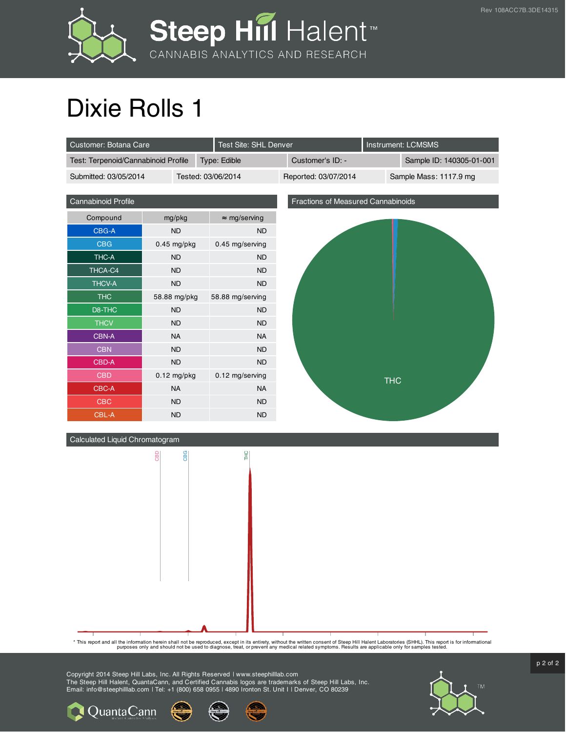# Dixie Rolls 1

| | | |
|---|---|---|
| Customer: Botana Care | Test Site: SHL Denver | Instrument: LCMSMS |
| Test: Terpenoid/Cannabinoid Profile | Type: Edible | Customer's ID: - |
| Sample ID: 140305-01-001 | | |
| Submitted: 03/05/2014 | Tested: 03/06/2014 | Reported: 03/07/2014 |
| Sample Mass: 1117.9 mg | | |

## Cannabinoid Profile

| Compound | mg/pkg | ≈ mg/serving |
|---|---|---|
| CBG-A | ND | ND |
| CBG | 0.45 mg/pkg | 0.45 mg/serving |
| THC-A | ND | ND |
| THCA-C4 | ND | ND |
| THCV-A | ND | ND |
| THC | 58.88 mg/pkg | 58.88 mg/serving |
| D8-THC | ND | ND |
| THCV | ND | ND |
| CBN-A | NA | NA |
| CBN | ND | ND |
| CBD-A | ND | ND |
| CBD | 0.12 mg/pkg | 0.12 mg/serving |
| CBC-A | NA | NA |
| CBC | ND | ND |
| CBL-A | ND | ND |

## Fractions of Measured Cannabinoids

THC

## Calculated Liquid Chromatogram

CBD
CBG
THC

* This report and all the information herein shall not be reproduced, except in its entirety, without the written consent of Steep Hill Halent Laboratories (SHHL). This report is for informational purposes only and should not be used to diagnose, treat, or prevent any medical related symptoms. Results are applicable only for samples tested.

Copyright 2014 Steep Hill Labs, Inc. All Rights Reserved | www.steephilllab.com
The Steep Hill Halent, QuantaCann, and Certified Cannabis logos are trademarks of Steep Hill Labs, Inc.
Email: info@steephilllab.com | Tel: +1 (800) 658 0955 | 4890 Ironton St. Unit I | Denver, CO 80239